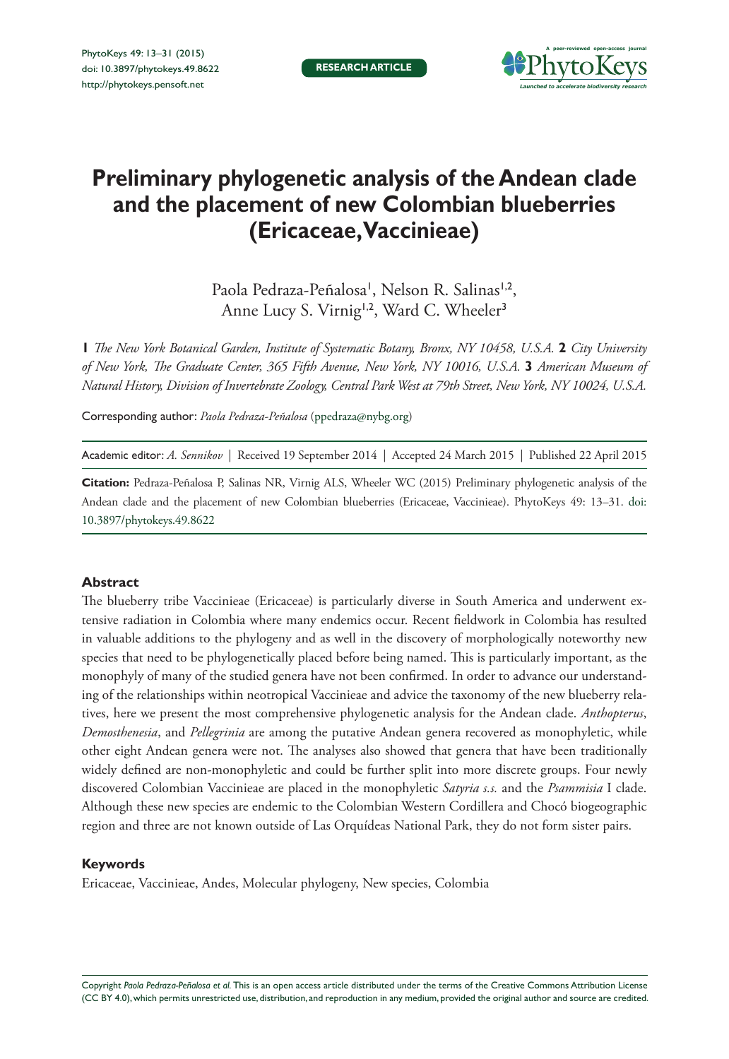RESEARCH ARTICLE

# Preliminary phylogenetic analysis of the Andean clade and the placement of new Colombian blueberries (Ericaceae, Vaccinieae)

Paola Pedraza-Peñalosa[1], Nelson R. Salinas[1,2], Anne Lucy S. Virnig[1,2], Ward C. Wheeler[3]

**1** *The New York Botanical Garden, Institute of Systematic Botany, Bronx, NY 10458, U.S.A.* **2** *City University of New York, The Graduate Center, 365 Fifth Avenue, New York, NY 10016, U.S.A.* **3** *American Museum of Natural History, Division of Invertebrate Zoology, Central Park West at 79th Street, New York, NY 10024, U.S.A.*

Corresponding author: *Paola Pedraza-Peñalosa* (ppedraza@nybg.org)

Academic editor: *A. Sennikov* | Received 19 September 2014 | Accepted 24 March 2015 | Published 22 April 2015

**Citation:** Pedraza-Peñalosa P, Salinas NR, Virnig ALS, Wheeler WC (2015) Preliminary phylogenetic analysis of the Andean clade and the placement of new Colombian blueberries (Ericaceae, Vaccinieae). PhytoKeys 49: 13–31. doi: 10.3897/phytokeys.49.8622

## Abstract

The blueberry tribe Vaccinieae (Ericaceae) is particularly diverse in South America and underwent extensive radiation in Colombia where many endemics occur. Recent fieldwork in Colombia has resulted in valuable additions to the phylogeny and as well in the discovery of morphologically noteworthy new species that need to be phylogenetically placed before being named. This is particularly important, as the monophyly of many of the studied genera have not been confirmed. In order to advance our understanding of the relationships within neotropical Vaccinieae and advice the taxonomy of the new blueberry relatives, here we present the most comprehensive phylogenetic analysis for the Andean clade. *Anthopterus*, *Demosthenesia*, and *Pellegrinia* are among the putative Andean genera recovered as monophyletic, while other eight Andean genera were not. The analyses also showed that genera that have been traditionally widely defined are non-monophyletic and could be further split into more discrete groups. Four newly discovered Colombian Vaccinieae are placed in the monophyletic *Satyria s.s.* and the *Psammisia* I clade. Although these new species are endemic to the Colombian Western Cordillera and Chocó biogeographic region and three are not known outside of Las Orquídeas National Park, they do not form sister pairs.

## Keywords

Ericaceae, Vaccinieae, Andes, Molecular phylogeny, New species, Colombia

Copyright *Paola Pedraza-Peñalosa et al.* This is an open access article distributed under the terms of the Creative Commons Attribution License (CC BY 4.0), which permits unrestricted use, distribution, and reproduction in any medium, provided the original author and source are credited.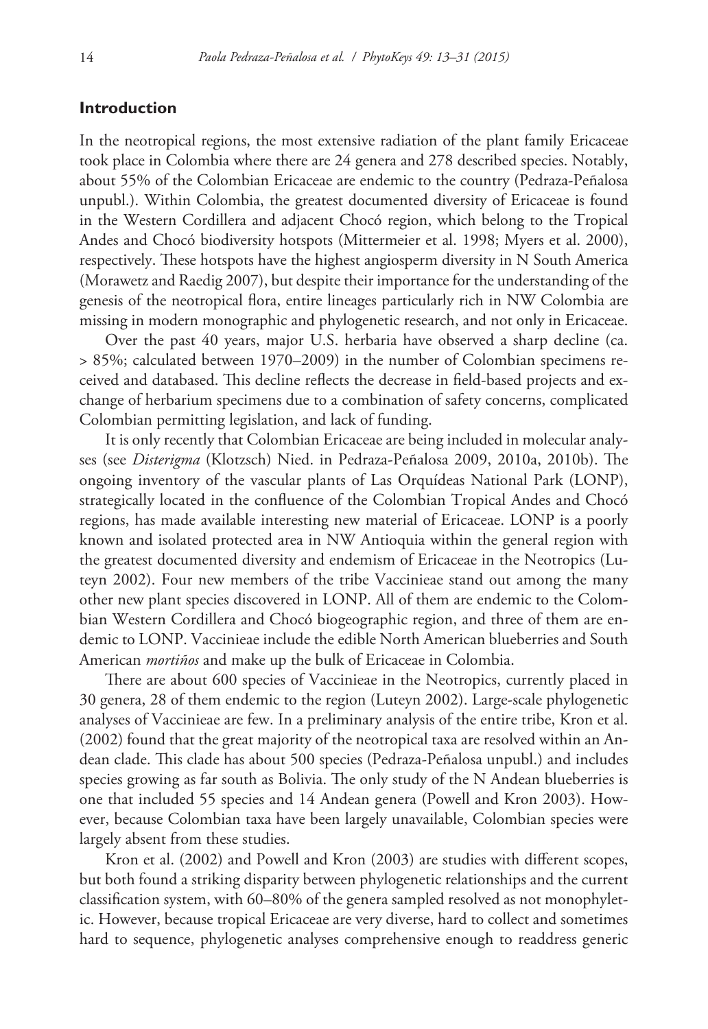## Introduction

In the neotropical regions, the most extensive radiation of the plant family Ericaceae took place in Colombia where there are 24 genera and 278 described species. Notably, about 55% of the Colombian Ericaceae are endemic to the country (Pedraza-Peñalosa unpubl.). Within Colombia, the greatest documented diversity of Ericaceae is found in the Western Cordillera and adjacent Chocó region, which belong to the Tropical Andes and Chocó biodiversity hotspots (Mittermeier et al. 1998; Myers et al. 2000), respectively. These hotspots have the highest angiosperm diversity in N South America (Morawetz and Raedig 2007), but despite their importance for the understanding of the genesis of the neotropical flora, entire lineages particularly rich in NW Colombia are missing in modern monographic and phylogenetic research, and not only in Ericaceae.

Over the past 40 years, major U.S. herbaria have observed a sharp decline (ca. > 85%; calculated between 1970–2009) in the number of Colombian specimens received and databased. This decline reflects the decrease in field-based projects and exchange of herbarium specimens due to a combination of safety concerns, complicated Colombian permitting legislation, and lack of funding.

It is only recently that Colombian Ericaceae are being included in molecular analyses (see *Disterigma* (Klotzsch) Nied. in Pedraza-Peñalosa 2009, 2010a, 2010b). The ongoing inventory of the vascular plants of Las Orquídeas National Park (LONP), strategically located in the confluence of the Colombian Tropical Andes and Chocó regions, has made available interesting new material of Ericaceae. LONP is a poorly known and isolated protected area in NW Antioquia within the general region with the greatest documented diversity and endemism of Ericaceae in the Neotropics (Luteyn 2002). Four new members of the tribe Vaccinieae stand out among the many other new plant species discovered in LONP. All of them are endemic to the Colombian Western Cordillera and Chocó biogeographic region, and three of them are endemic to LONP. Vaccinieae include the edible North American blueberries and South American *mortiños* and make up the bulk of Ericaceae in Colombia.

There are about 600 species of Vaccinieae in the Neotropics, currently placed in 30 genera, 28 of them endemic to the region (Luteyn 2002). Large-scale phylogenetic analyses of Vaccinieae are few. In a preliminary analysis of the entire tribe, Kron et al. (2002) found that the great majority of the neotropical taxa are resolved within an Andean clade. This clade has about 500 species (Pedraza-Peñalosa unpubl.) and includes species growing as far south as Bolivia. The only study of the N Andean blueberries is one that included 55 species and 14 Andean genera (Powell and Kron 2003). However, because Colombian taxa have been largely unavailable, Colombian species were largely absent from these studies.

Kron et al. (2002) and Powell and Kron (2003) are studies with different scopes, but both found a striking disparity between phylogenetic relationships and the current classification system, with 60–80% of the genera sampled resolved as not monophyletic. However, because tropical Ericaceae are very diverse, hard to collect and sometimes hard to sequence, phylogenetic analyses comprehensive enough to readdress generic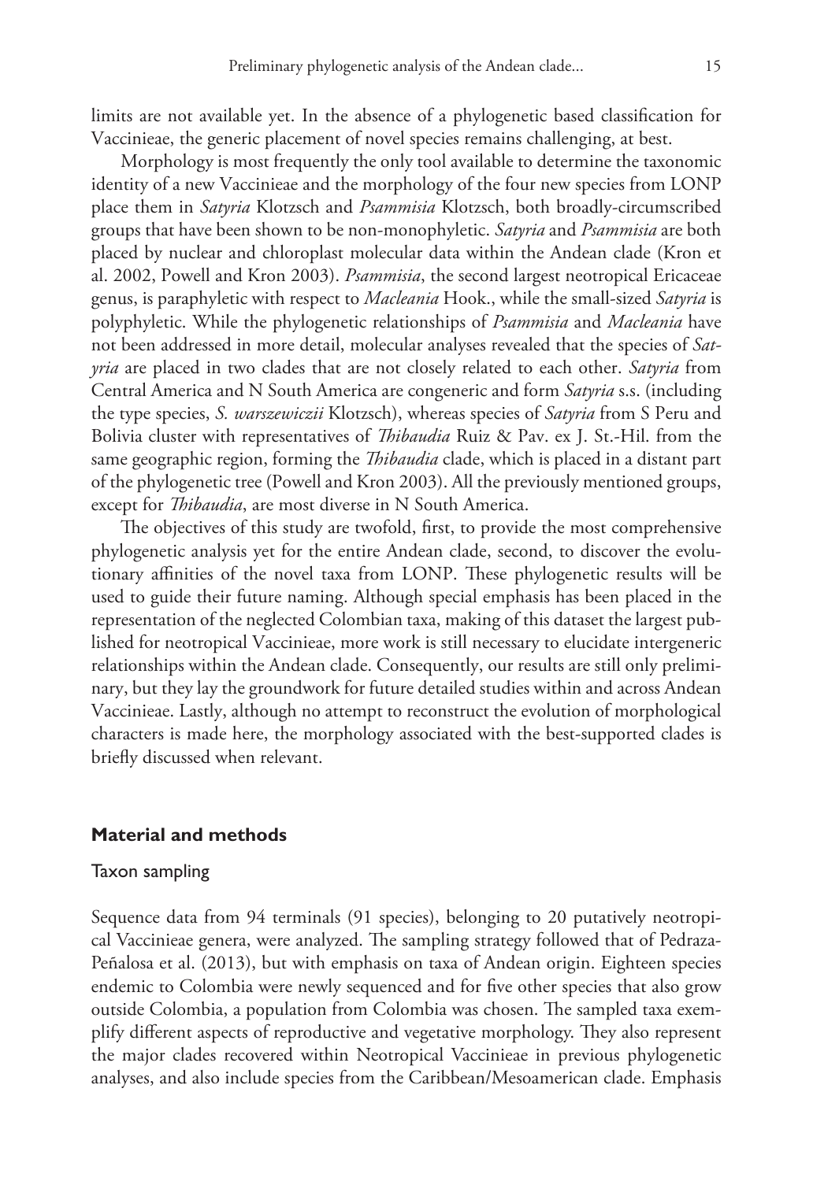limits are not available yet. In the absence of a phylogenetic based classification for Vaccinieae, the generic placement of novel species remains challenging, at best.

Morphology is most frequently the only tool available to determine the taxonomic identity of a new Vaccinieae and the morphology of the four new species from LONP place them in *Satyria* Klotzsch and *Psammisia* Klotzsch, both broadly-circumscribed groups that have been shown to be non-monophyletic. *Satyria* and *Psammisia* are both placed by nuclear and chloroplast molecular data within the Andean clade (Kron et al. 2002, Powell and Kron 2003). *Psammisia*, the second largest neotropical Ericaceae genus, is paraphyletic with respect to *Macleania* Hook., while the small-sized *Satyria* is polyphyletic. While the phylogenetic relationships of *Psammisia* and *Macleania* have not been addressed in more detail, molecular analyses revealed that the species of *Satyria* are placed in two clades that are not closely related to each other. *Satyria* from Central America and N South America are congeneric and form *Satyria* s.s. (including the type species, *S. warszewiczii* Klotzsch), whereas species of *Satyria* from S Peru and Bolivia cluster with representatives of *Thibaudia* Ruiz & Pav. ex J. St.-Hil. from the same geographic region, forming the *Thibaudia* clade, which is placed in a distant part of the phylogenetic tree (Powell and Kron 2003). All the previously mentioned groups, except for *Thibaudia*, are most diverse in N South America.

The objectives of this study are twofold, first, to provide the most comprehensive phylogenetic analysis yet for the entire Andean clade, second, to discover the evolutionary affinities of the novel taxa from LONP. These phylogenetic results will be used to guide their future naming. Although special emphasis has been placed in the representation of the neglected Colombian taxa, making of this dataset the largest published for neotropical Vaccinieae, more work is still necessary to elucidate intergeneric relationships within the Andean clade. Consequently, our results are still only preliminary, but they lay the groundwork for future detailed studies within and across Andean Vaccinieae. Lastly, although no attempt to reconstruct the evolution of morphological characters is made here, the morphology associated with the best-supported clades is briefly discussed when relevant.

## Material and methods

### Taxon sampling

Sequence data from 94 terminals (91 species), belonging to 20 putatively neotropical Vaccinieae genera, were analyzed. The sampling strategy followed that of Pedraza-Peñalosa et al. (2013), but with emphasis on taxa of Andean origin. Eighteen species endemic to Colombia were newly sequenced and for five other species that also grow outside Colombia, a population from Colombia was chosen. The sampled taxa exemplify different aspects of reproductive and vegetative morphology. They also represent the major clades recovered within Neotropical Vaccinieae in previous phylogenetic analyses, and also include species from the Caribbean/Mesoamerican clade. Emphasis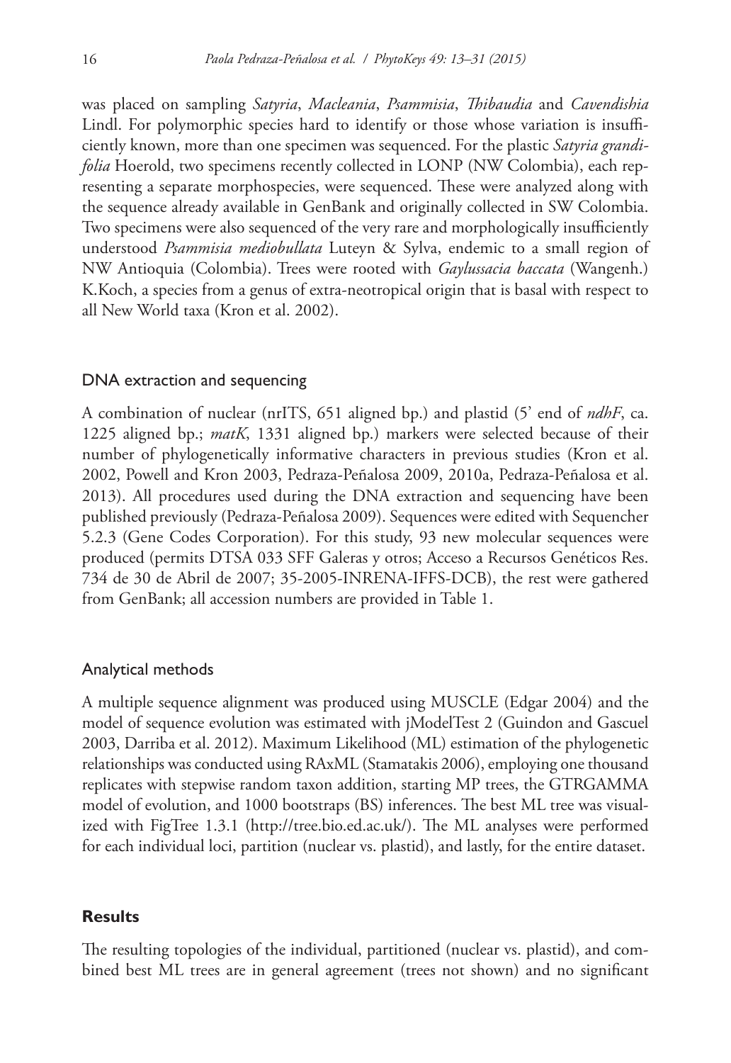was placed on sampling *Satyria*, *Macleania*, *Psammisia*, *Thibaudia* and *Cavendishia* Lindl. For polymorphic species hard to identify or those whose variation is insufficiently known, more than one specimen was sequenced. For the plastic *Satyria grandifolia* Hoerold, two specimens recently collected in LONP (NW Colombia), each representing a separate morphospecies, were sequenced. These were analyzed along with the sequence already available in GenBank and originally collected in SW Colombia. Two specimens were also sequenced of the very rare and morphologically insufficiently understood *Psammisia mediobullata* Luteyn & Sylva, endemic to a small region of NW Antioquia (Colombia). Trees were rooted with *Gaylussacia baccata* (Wangenh.) K.Koch, a species from a genus of extra-neotropical origin that is basal with respect to all New World taxa (Kron et al. 2002).

### DNA extraction and sequencing

A combination of nuclear (nrITS, 651 aligned bp.) and plastid (5' end of *ndhF*, ca. 1225 aligned bp.; *matK*, 1331 aligned bp.) markers were selected because of their number of phylogenetically informative characters in previous studies (Kron et al. 2002, Powell and Kron 2003, Pedraza-Peñalosa 2009, 2010a, Pedraza-Peñalosa et al. 2013). All procedures used during the DNA extraction and sequencing have been published previously (Pedraza-Peñalosa 2009). Sequences were edited with Sequencher 5.2.3 (Gene Codes Corporation). For this study, 93 new molecular sequences were produced (permits DTSA 033 SFF Galeras y otros; Acceso a Recursos Genéticos Res. 734 de 30 de Abril de 2007; 35-2005-INRENA-IFFS-DCB), the rest were gathered from GenBank; all accession numbers are provided in Table 1.

### Analytical methods

A multiple sequence alignment was produced using MUSCLE (Edgar 2004) and the model of sequence evolution was estimated with jModelTest 2 (Guindon and Gascuel 2003, Darriba et al. 2012). Maximum Likelihood (ML) estimation of the phylogenetic relationships was conducted using RAxML (Stamatakis 2006), employing one thousand replicates with stepwise random taxon addition, starting MP trees, the GTRGAMMA model of evolution, and 1000 bootstraps (BS) inferences. The best ML tree was visualized with FigTree 1.3.1 (http://tree.bio.ed.ac.uk/). The ML analyses were performed for each individual loci, partition (nuclear vs. plastid), and lastly, for the entire dataset.

## Results

The resulting topologies of the individual, partitioned (nuclear vs. plastid), and combined best ML trees are in general agreement (trees not shown) and no significant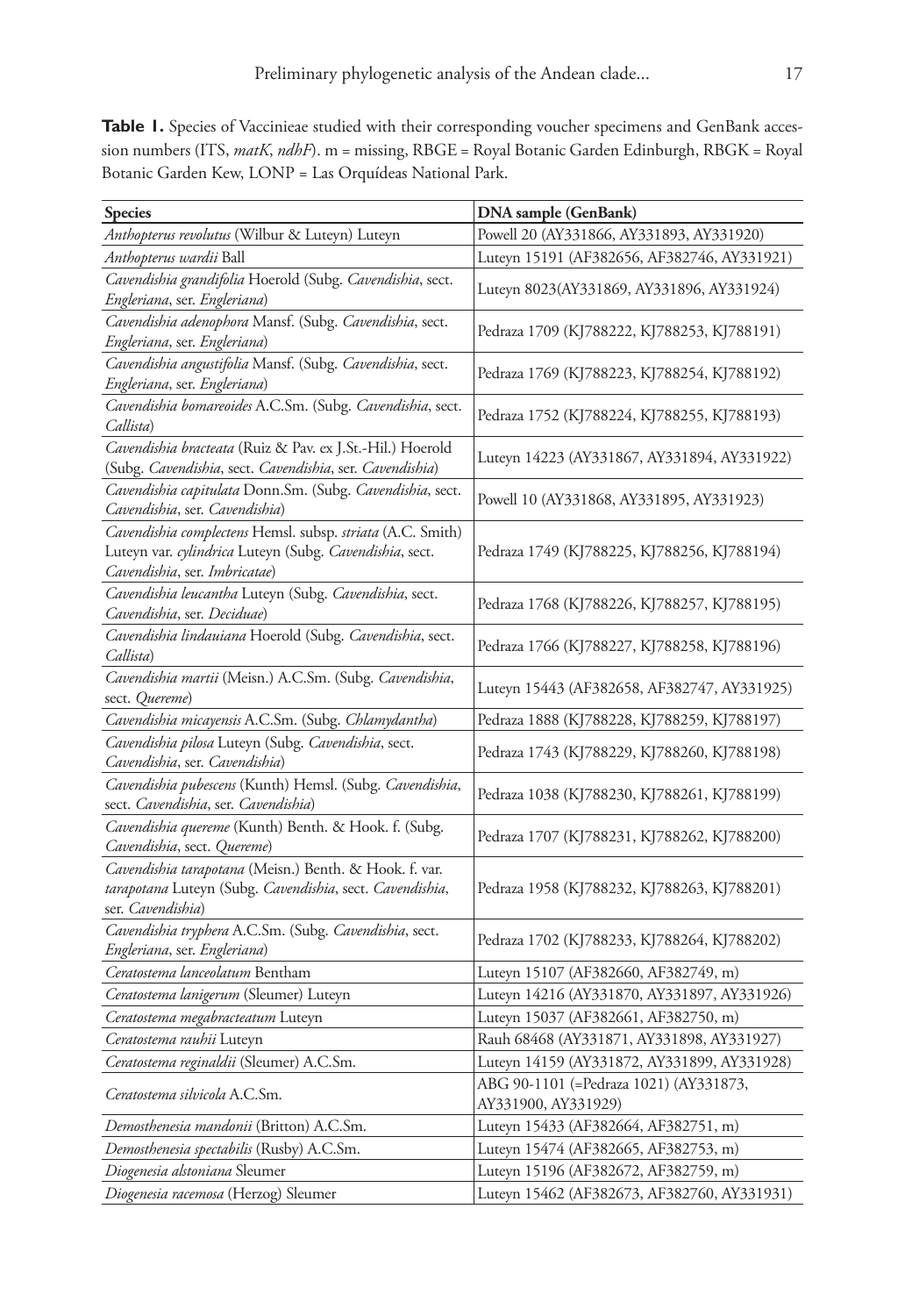**Table 1.** Species of Vaccinieae studied with their corresponding voucher specimens and GenBank accession numbers (ITS, *matK*, *ndhF*). m = missing, RBGE = Royal Botanic Garden Edinburgh, RBGK = Royal Botanic Garden Kew, LONP = Las Orquídeas National Park.

| Species | DNA sample (GenBank) |
|---|---|
| *Anthopterus revolutus* (Wilbur & Luteyn) Luteyn | Powell 20 (AY331866, AY331893, AY331920) |
| *Anthopterus wardii* Ball | Luteyn 15191 (AF382656, AF382746, AY331921) |
| *Cavendishia grandifolia* Hoerold (Subg. *Cavendishia*, sect. *Engleriana*, ser. *Engleriana*) | Luteyn 8023(AY331869, AY331896, AY331924) |
| *Cavendishia adenophora* Mansf. (Subg. *Cavendishia*, sect. *Engleriana*, ser. *Engleriana*) | Pedraza 1709 (KJ788222, KJ788253, KJ788191) |
| *Cavendishia angustifolia* Mansf. (Subg. *Cavendishia*, sect. *Engleriana*, ser. *Engleriana*) | Pedraza 1769 (KJ788223, KJ788254, KJ788192) |
| *Cavendishia bomareoides* A.C.Sm. (Subg. *Cavendishia*, sect. *Callista*) | Pedraza 1752 (KJ788224, KJ788255, KJ788193) |
| *Cavendishia bracteata* (Ruiz & Pav. ex J.St.-Hil.) Hoerold (Subg. *Cavendishia*, sect. *Cavendishia*, ser. *Cavendishia*) | Luteyn 14223 (AY331867, AY331894, AY331922) |
| *Cavendishia capitulata* Donn.Sm. (Subg. *Cavendishia*, sect. *Cavendishia*, ser. *Cavendishia*) | Powell 10 (AY331868, AY331895, AY331923) |
| *Cavendishia complectens* Hemsl. subsp. *striata* (A.C. Smith) Luteyn var. *cylindrica* Luteyn (Subg. *Cavendishia*, sect. *Cavendishia*, ser. *Imbricatae*) | Pedraza 1749 (KJ788225, KJ788256, KJ788194) |
| *Cavendishia leucantha* Luteyn (Subg. *Cavendishia*, sect. *Cavendishia*, ser. *Deciduae*) | Pedraza 1768 (KJ788226, KJ788257, KJ788195) |
| *Cavendishia lindauiana* Hoerold (Subg. *Cavendishia*, sect. *Callista*) | Pedraza 1766 (KJ788227, KJ788258, KJ788196) |
| *Cavendishia martii* (Meisn.) A.C.Sm. (Subg. *Cavendishia*, sect. *Quereme*) | Luteyn 15443 (AF382658, AF382747, AY331925) |
| *Cavendishia micayensis* A.C.Sm. (Subg. *Chlamydantha*) | Pedraza 1888 (KJ788228, KJ788259, KJ788197) |
| *Cavendishia pilosa* Luteyn (Subg. *Cavendishia*, sect. *Cavendishia*, ser. *Cavendishia*) | Pedraza 1743 (KJ788229, KJ788260, KJ788198) |
| *Cavendishia pubescens* (Kunth) Hemsl. (Subg. *Cavendishia*, sect. *Cavendishia*, ser. *Cavendishia*) | Pedraza 1038 (KJ788230, KJ788261, KJ788199) |
| *Cavendishia quereme* (Kunth) Benth. & Hook. f. (Subg. *Cavendishia*, sect. *Quereme*) | Pedraza 1707 (KJ788231, KJ788262, KJ788200) |
| *Cavendishia tarapotana* (Meisn.) Benth. & Hook. f. var. *tarapotana* Luteyn (Subg. *Cavendishia*, sect. *Cavendishia*, ser. *Cavendishia*) | Pedraza 1958 (KJ788232, KJ788263, KJ788201) |
| *Cavendishia tryphera* A.C.Sm. (Subg. *Cavendishia*, sect. *Engleriana*, ser. *Engleriana*) | Pedraza 1702 (KJ788233, KJ788264, KJ788202) |
| *Ceratostema lanceolatum* Bentham | Luteyn 15107 (AF382660, AF382749, m) |
| *Ceratostema lanigerum* (Sleumer) Luteyn | Luteyn 14216 (AY331870, AY331897, AY331926) |
| *Ceratostema megabracteatum* Luteyn | Luteyn 15037 (AF382661, AF382750, m) |
| *Ceratostema rauhii* Luteyn | Rauh 68468 (AY331871, AY331898, AY331927) |
| *Ceratostema reginaldii* (Sleumer) A.C.Sm. | Luteyn 14159 (AY331872, AY331899, AY331928) |
| *Ceratostema silvicola* A.C.Sm. | ABG 90-1101 (=Pedraza 1021) (AY331873, AY331900, AY331929) |
| *Demosthenesia mandonii* (Britton) A.C.Sm. | Luteyn 15433 (AF382664, AF382751, m) |
| *Demosthenesia spectabilis* (Rusby) A.C.Sm. | Luteyn 15474 (AF382665, AF382753, m) |
| *Diogenesia alstoniana* Sleumer | Luteyn 15196 (AF382672, AF382759, m) |
| *Diogenesia racemosa* (Herzog) Sleumer | Luteyn 15462 (AF382673, AF382760, AY331931) |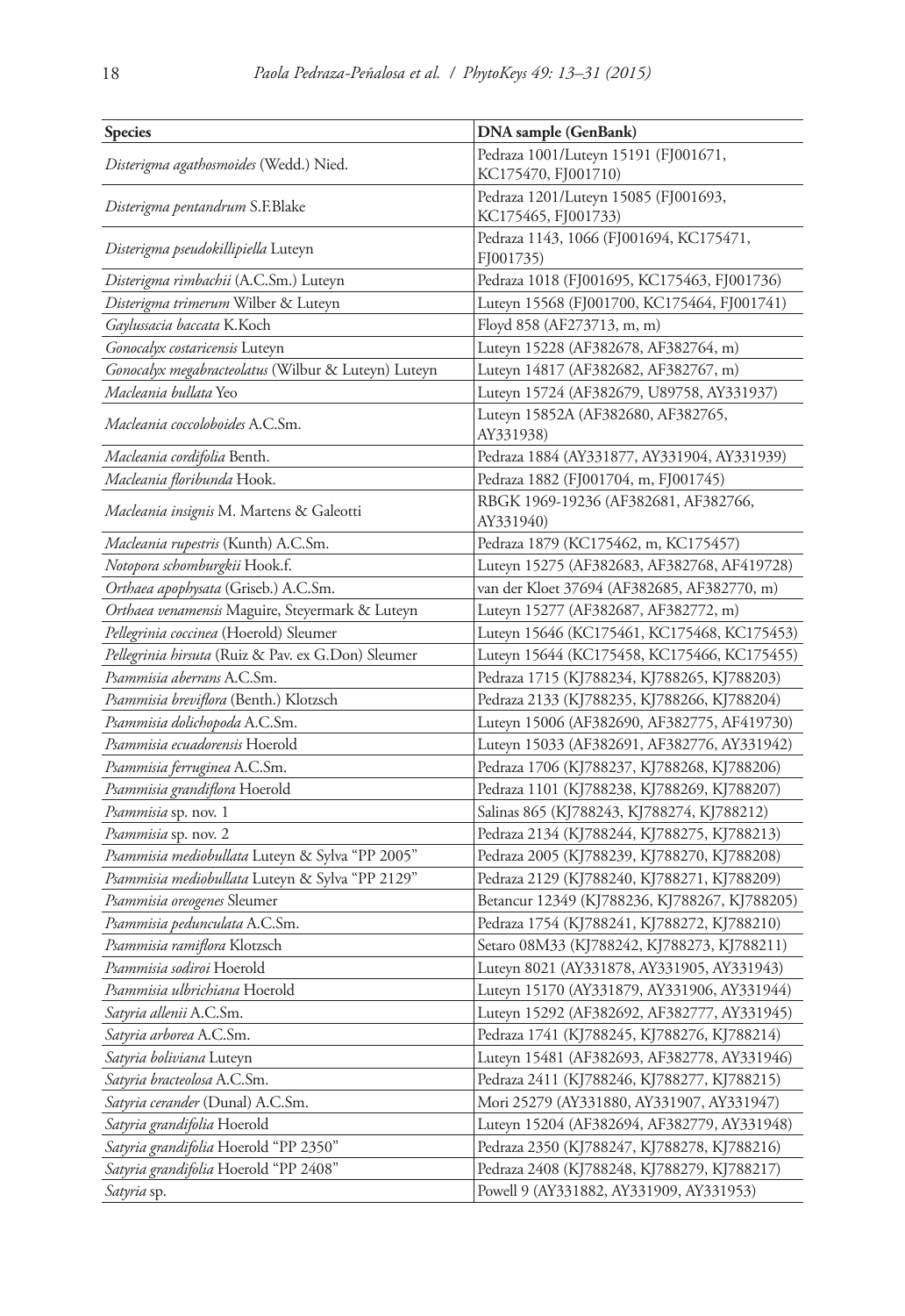| Species | DNA sample (GenBank) |
|---|---|
| *Disterigma agathosmoides* (Wedd.) Nied. | Pedraza 1001/Luteyn 15191 (FJ001671, KC175470, FJ001710) |
| *Disterigma pentandrum* S.F.Blake | Pedraza 1201/Luteyn 15085 (FJ001693, KC175465, FJ001733) |
| *Disterigma pseudokillipiella* Luteyn | Pedraza 1143, 1066 (FJ001694, KC175471, FJ001735) |
| *Disterigma rimbachii* (A.C.Sm.) Luteyn | Pedraza 1018 (FJ001695, KC175463, FJ001736) |
| *Disterigma trimerum* Wilber & Luteyn | Luteyn 15568 (FJ001700, KC175464, FJ001741) |
| *Gaylussacia baccata* K.Koch | Floyd 858 (AF273713, m, m) |
| *Gonocalyx costaricensis* Luteyn | Luteyn 15228 (AF382678, AF382764, m) |
| *Gonocalyx megabracteolatus* (Wilbur & Luteyn) Luteyn | Luteyn 14817 (AF382682, AF382767, m) |
| *Macleania bullata* Yeo | Luteyn 15724 (AF382679, U89758, AY331937) |
| *Macleania coccoloboides* A.C.Sm. | Luteyn 15852A (AF382680, AF382765, AY331938) |
| *Macleania cordifolia* Benth. | Pedraza 1884 (AY331877, AY331904, AY331939) |
| *Macleania floribunda* Hook. | Pedraza 1882 (FJ001704, m, FJ001745) |
| *Macleania insignis* M. Martens & Galeotti | RBGK 1969-19236 (AF382681, AF382766, AY331940) |
| *Macleania rupestris* (Kunth) A.C.Sm. | Pedraza 1879 (KC175462, m, KC175457) |
| *Notopora schomburgkii* Hook.f. | Luteyn 15275 (AF382683, AF382768, AF419728) |
| *Orthaea apophysata* (Griseb.) A.C.Sm. | van der Kloet 37694 (AF382685, AF382770, m) |
| *Orthaea venamensis* Maguire, Steyermark & Luteyn | Luteyn 15277 (AF382687, AF382772, m) |
| *Pellegrinia coccinea* (Hoerold) Sleumer | Luteyn 15646 (KC175461, KC175468, KC175453) |
| *Pellegrinia hirsuta* (Ruiz & Pav. ex G.Don) Sleumer | Luteyn 15644 (KC175458, KC175466, KC175455) |
| *Psammisia aberrans* A.C.Sm. | Pedraza 1715 (KJ788234, KJ788265, KJ788203) |
| *Psammisia breviflora* (Benth.) Klotzsch | Pedraza 2133 (KJ788235, KJ788266, KJ788204) |
| *Psammisia dolichopoda* A.C.Sm. | Luteyn 15006 (AF382690, AF382775, AF419730) |
| *Psammisia ecuadorensis* Hoerold | Luteyn 15033 (AF382691, AF382776, AY331942) |
| *Psammisia ferruginea* A.C.Sm. | Pedraza 1706 (KJ788237, KJ788268, KJ788206) |
| *Psammisia grandiflora* Hoerold | Pedraza 1101 (KJ788238, KJ788269, KJ788207) |
| *Psammisia* sp. nov. 1 | Salinas 865 (KJ788243, KJ788274, KJ788212) |
| *Psammisia* sp. nov. 2 | Pedraza 2134 (KJ788244, KJ788275, KJ788213) |
| *Psammisia mediobullata* Luteyn & Sylva "PP 2005" | Pedraza 2005 (KJ788239, KJ788270, KJ788208) |
| *Psammisia mediobullata* Luteyn & Sylva "PP 2129" | Pedraza 2129 (KJ788240, KJ788271, KJ788209) |
| *Psammisia oreogenes* Sleumer | Betancur 12349 (KJ788236, KJ788267, KJ788205) |
| *Psammisia pedunculata* A.C.Sm. | Pedraza 1754 (KJ788241, KJ788272, KJ788210) |
| *Psammisia ramiflora* Klotzsch | Setaro 08M33 (KJ788242, KJ788273, KJ788211) |
| *Psammisia sodiroi* Hoerold | Luteyn 8021 (AY331878, AY331905, AY331943) |
| *Psammisia ulbrichiana* Hoerold | Luteyn 15170 (AY331879, AY331906, AY331944) |
| *Satyria allenii* A.C.Sm. | Luteyn 15292 (AF382692, AF382777, AY331945) |
| *Satyria arborea* A.C.Sm. | Pedraza 1741 (KJ788245, KJ788276, KJ788214) |
| *Satyria boliviana* Luteyn | Luteyn 15481 (AF382693, AF382778, AY331946) |
| *Satyria bracteolosa* A.C.Sm. | Pedraza 2411 (KJ788246, KJ788277, KJ788215) |
| *Satyria cerander* (Dunal) A.C.Sm. | Mori 25279 (AY331880, AY331907, AY331947) |
| *Satyria grandifolia* Hoerold | Luteyn 15204 (AF382694, AF382779, AY331948) |
| *Satyria grandifolia* Hoerold "PP 2350" | Pedraza 2350 (KJ788247, KJ788278, KJ788216) |
| *Satyria grandifolia* Hoerold "PP 2408" | Pedraza 2408 (KJ788248, KJ788279, KJ788217) |
| *Satyria* sp. | Powell 9 (AY331882, AY331909, AY331953) |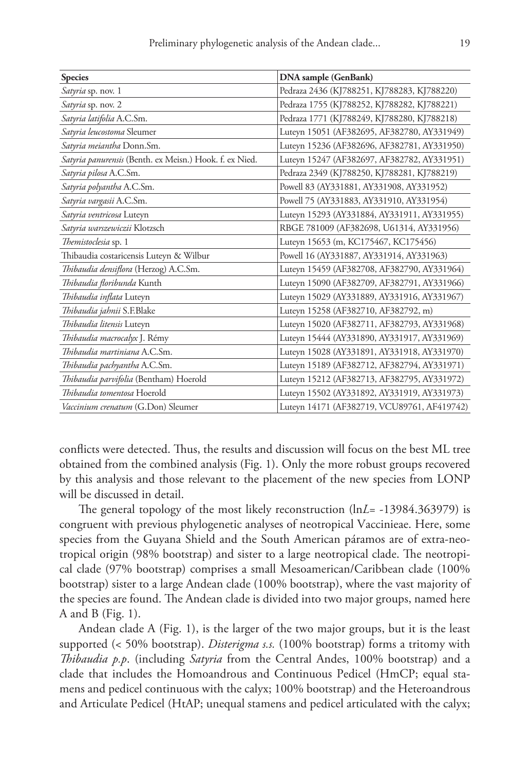| Species | DNA sample (GenBank) |
|---|---|
| *Satyria* sp. nov. 1 | Pedraza 2436 (KJ788251, KJ788283, KJ788220) |
| *Satyria* sp. nov. 2 | Pedraza 1755 (KJ788252, KJ788282, KJ788221) |
| *Satyria latifolia* A.C.Sm. | Pedraza 1771 (KJ788249, KJ788280, KJ788218) |
| *Satyria leucostoma* Sleumer | Luteyn 15051 (AF382695, AF382780, AY331949) |
| *Satyria meiantha* Donn.Sm. | Luteyn 15236 (AF382696, AF382781, AY331950) |
| *Satyria panurensis* (Benth. ex Meisn.) Hook. f. ex Nied. | Luteyn 15247 (AF382697, AF382782, AY331951) |
| *Satyria pilosa* A.C.Sm. | Pedraza 2349 (KJ788250, KJ788281, KJ788219) |
| *Satyria polyantha* A.C.Sm. | Powell 83 (AY331881, AY331908, AY331952) |
| *Satyria vargasii* A.C.Sm. | Powell 75 (AY331883, AY331910, AY331954) |
| *Satyria ventricosa* Luteyn | Luteyn 15293 (AY331884, AY331911, AY331955) |
| *Satyria warszewiczii* Klotzsch | RBGE 781009 (AF382698, U61314, AY331956) |
| *Themistoclesia* sp. 1 | Luteyn 15653 (m, KC175467, KC175456) |
| Thibaudia costaricensis Luteyn & Wilbur | Powell 16 (AY331887, AY331914, AY331963) |
| *Thibaudia densiflora* (Herzog) A.C.Sm. | Luteyn 15459 (AF382708, AF382790, AY331964) |
| *Thibaudia floribunda* Kunth | Luteyn 15090 (AF382709, AF382791, AY331966) |
| *Thibaudia inflata* Luteyn | Luteyn 15029 (AY331889, AY331916, AY331967) |
| *Thibaudia jahnii* S.F.Blake | Luteyn 15258 (AF382710, AF382792, m) |
| *Thibaudia litensis* Luteyn | Luteyn 15020 (AF382711, AF382793, AY331968) |
| *Thibaudia macrocalyx* J. Rémy | Luteyn 15444 (AY331890, AY331917, AY331969) |
| *Thibaudia martiniana* A.C.Sm. | Luteyn 15028 (AY331891, AY331918, AY331970) |
| *Thibaudia pachyantha* A.C.Sm. | Luteyn 15189 (AF382712, AF382794, AY331971) |
| *Thibaudia parvifolia* (Bentham) Hoerold | Luteyn 15212 (AF382713, AF382795, AY331972) |
| *Thibaudia tomentosa* Hoerold | Luteyn 15502 (AY331892, AY331919, AY331973) |
| *Vaccinium crenatum* (G.Don) Sleumer | Luteyn 14171 (AF382719, VCU89761, AF419742) |

conflicts were detected. Thus, the results and discussion will focus on the best ML tree obtained from the combined analysis (Fig. 1). Only the more robust groups recovered by this analysis and those relevant to the placement of the new species from LONP will be discussed in detail.

The general topology of the most likely reconstruction (ln$L$= -13984.363979) is congruent with previous phylogenetic analyses of neotropical Vaccinieae. Here, some species from the Guyana Shield and the South American páramos are of extra-neotropical origin (98% bootstrap) and sister to a large neotropical clade. The neotropical clade (97% bootstrap) comprises a small Mesoamerican/Caribbean clade (100% bootstrap) sister to a large Andean clade (100% bootstrap), where the vast majority of the species are found. The Andean clade is divided into two major groups, named here A and B (Fig. 1).

Andean clade A (Fig. 1), is the larger of the two major groups, but it is the least supported (< 50% bootstrap). *Disterigma s.s.* (100% bootstrap) forms a tritomy with *Thibaudia p.p*. (including *Satyria* from the Central Andes, 100% bootstrap) and a clade that includes the Homoandrous and Continuous Pedicel (HmCP; equal stamens and pedicel continuous with the calyx; 100% bootstrap) and the Heteroandrous and Articulate Pedicel (HtAP; unequal stamens and pedicel articulated with the calyx;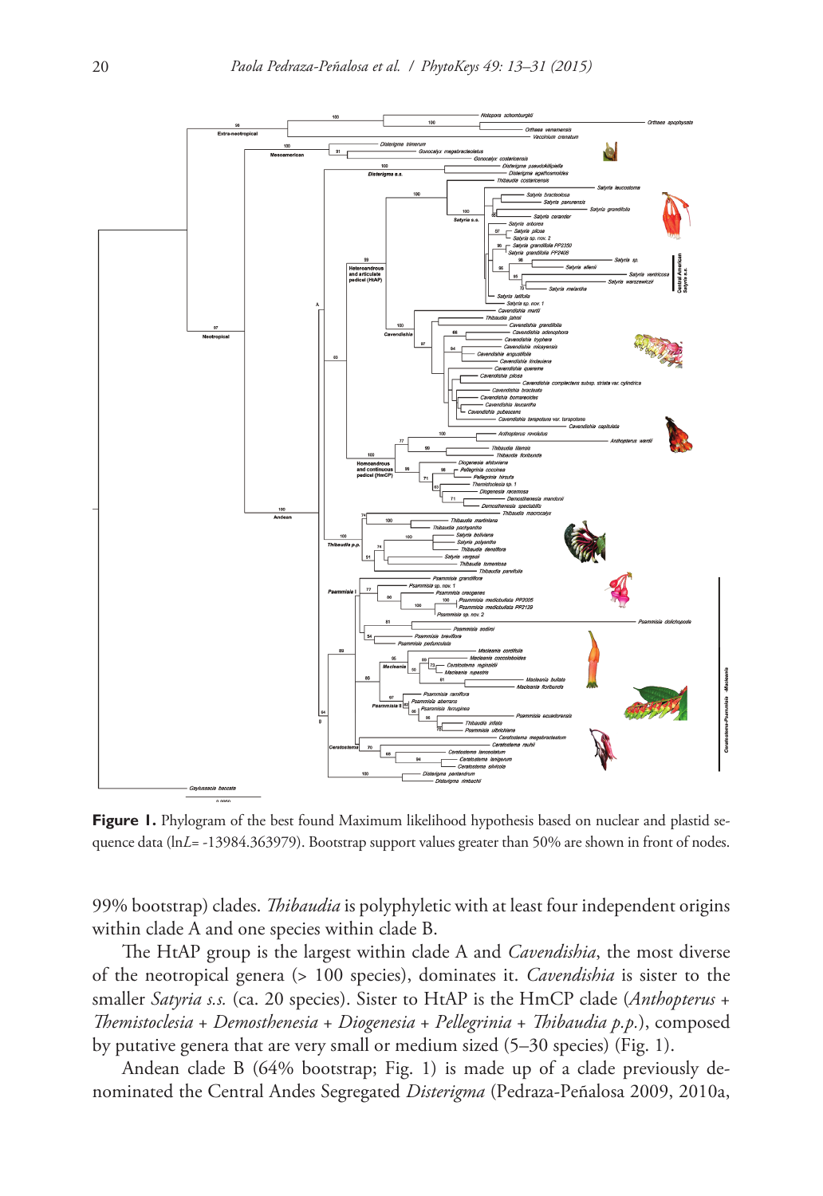**Figure 1.** Phylogram of the best found Maximum likelihood hypothesis based on nuclear and plastid sequence data (ln*L*= -13984.363979). Bootstrap support values greater than 50% are shown in front of nodes.

99% bootstrap) clades. *Thibaudia* is polyphyletic with at least four independent origins within clade A and one species within clade B.

The HtAP group is the largest within clade A and *Cavendishia*, the most diverse of the neotropical genera (> 100 species), dominates it. *Cavendishia* is sister to the smaller *Satyria s.s.* (ca. 20 species). Sister to HtAP is the HmCP clade (*Anthopterus* + *Themistoclesia* + *Demosthenesia* + *Diogenesia* + *Pellegrinia* + *Thibaudia p.p.*), composed by putative genera that are very small or medium sized (5–30 species) (Fig. 1).

Andean clade B (64% bootstrap; Fig. 1) is made up of a clade previously denominated the Central Andes Segregated *Disterigma* (Pedraza-Peñalosa 2009, 2010a,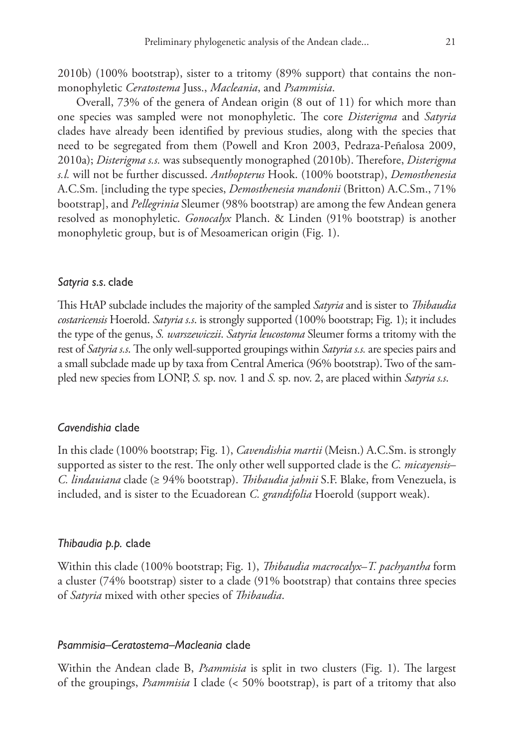2010b) (100% bootstrap), sister to a tritomy (89% support) that contains the non-monophyletic *Ceratostema* Juss., *Macleania*, and *Psammisia*.

Overall, 73% of the genera of Andean origin (8 out of 11) for which more than one species was sampled were not monophyletic. The core *Disterigma* and *Satyria* clades have already been identified by previous studies, along with the species that need to be segregated from them (Powell and Kron 2003, Pedraza-Peñalosa 2009, 2010a); *Disterigma s.s.* was subsequently monographed (2010b). Therefore, *Disterigma s.l.* will not be further discussed. *Anthopterus* Hook. (100% bootstrap), *Demosthenesia* A.C.Sm. [including the type species, *Demosthenesia mandonii* (Britton) A.C.Sm., 71% bootstrap], and *Pellegrinia* Sleumer (98% bootstrap) are among the few Andean genera resolved as monophyletic. *Gonocalyx* Planch. & Linden (91% bootstrap) is another monophyletic group, but is of Mesoamerican origin (Fig. 1).

### *Satyria s.s.* clade

This HtAP subclade includes the majority of the sampled *Satyria* and is sister to *Thibaudia costaricensis* Hoerold. *Satyria s.s.* is strongly supported (100% bootstrap; Fig. 1); it includes the type of the genus, *S. warszewiczii*. *Satyria leucostoma* Sleumer forms a tritomy with the rest of *Satyria s.s.* The only well-supported groupings within *Satyria s.s.* are species pairs and a small subclade made up by taxa from Central America (96% bootstrap). Two of the sampled new species from LONP, *S.* sp. nov. 1 and *S.* sp. nov. 2, are placed within *Satyria s.s.*

### *Cavendishia* clade

In this clade (100% bootstrap; Fig. 1), *Cavendishia martii* (Meisn.) A.C.Sm. is strongly supported as sister to the rest. The only other well supported clade is the *C. micayensis*–*C. lindauiana* clade (≥ 94% bootstrap). *Thibaudia jahnii* S.F. Blake, from Venezuela, is included, and is sister to the Ecuadorean *C. grandifolia* Hoerold (support weak).

### *Thibaudia p.p.* clade

Within this clade (100% bootstrap; Fig. 1), *Thibaudia macrocalyx*–*T. pachyantha* form a cluster (74% bootstrap) sister to a clade (91% bootstrap) that contains three species of *Satyria* mixed with other species of *Thibaudia*.

### *Psammisia*–*Ceratostema*–*Macleania* clade

Within the Andean clade B, *Psammisia* is split in two clusters (Fig. 1). The largest of the groupings, *Psammisia* I clade (< 50% bootstrap), is part of a tritomy that also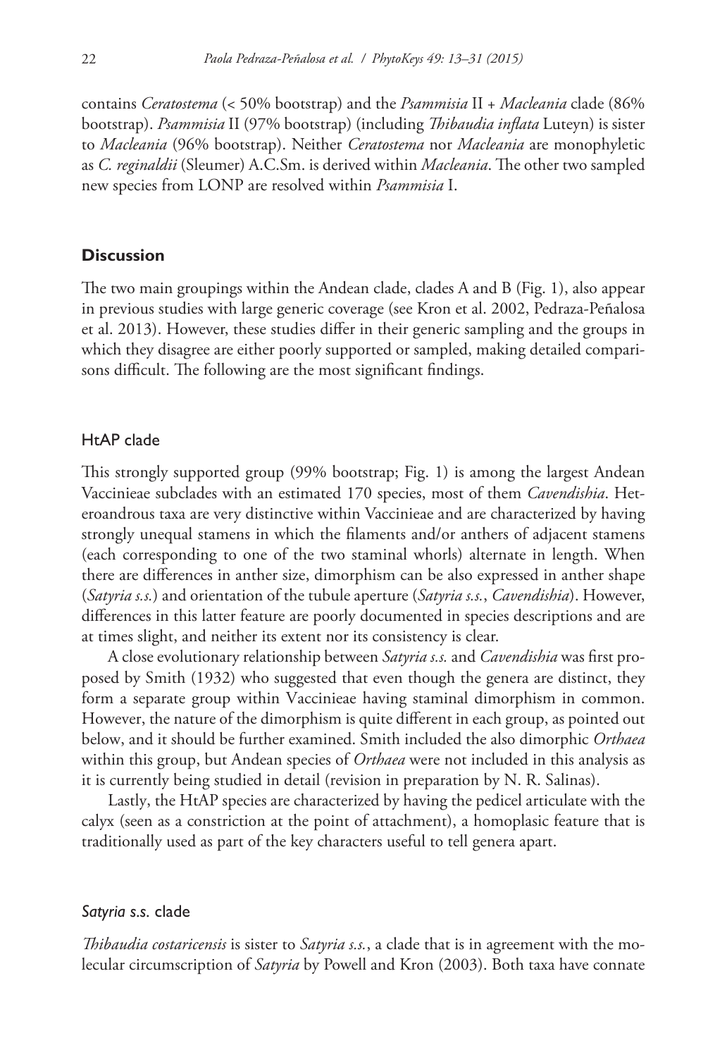contains *Ceratostema* (< 50% bootstrap) and the *Psammisia* II + *Macleania* clade (86% bootstrap). *Psammisia* II (97% bootstrap) (including *Thibaudia inflata* Luteyn) is sister to *Macleania* (96% bootstrap). Neither *Ceratostema* nor *Macleania* are monophyletic as *C. reginaldii* (Sleumer) A.C.Sm. is derived within *Macleania*. The other two sampled new species from LONP are resolved within *Psammisia* I.

## Discussion

The two main groupings within the Andean clade, clades A and B (Fig. 1), also appear in previous studies with large generic coverage (see Kron et al. 2002, Pedraza-Peñalosa et al. 2013). However, these studies differ in their generic sampling and the groups in which they disagree are either poorly supported or sampled, making detailed comparisons difficult. The following are the most significant findings.

### HtAP clade

This strongly supported group (99% bootstrap; Fig. 1) is among the largest Andean Vaccinieae subclades with an estimated 170 species, most of them *Cavendishia*. Heteroandrous taxa are very distinctive within Vaccinieae and are characterized by having strongly unequal stamens in which the filaments and/or anthers of adjacent stamens (each corresponding to one of the two staminal whorls) alternate in length. When there are differences in anther size, dimorphism can be also expressed in anther shape (*Satyria s.s.*) and orientation of the tubule aperture (*Satyria s.s.*, *Cavendishia*). However, differences in this latter feature are poorly documented in species descriptions and are at times slight, and neither its extent nor its consistency is clear.

A close evolutionary relationship between *Satyria s.s.* and *Cavendishia* was first proposed by Smith (1932) who suggested that even though the genera are distinct, they form a separate group within Vaccinieae having staminal dimorphism in common. However, the nature of the dimorphism is quite different in each group, as pointed out below, and it should be further examined. Smith included the also dimorphic *Orthaea* within this group, but Andean species of *Orthaea* were not included in this analysis as it is currently being studied in detail (revision in preparation by N. R. Salinas).

Lastly, the HtAP species are characterized by having the pedicel articulate with the calyx (seen as a constriction at the point of attachment), a homoplasic feature that is traditionally used as part of the key characters useful to tell genera apart.

### *Satyria s.s.* clade

*Thibaudia costaricensis* is sister to *Satyria s.s.*, a clade that is in agreement with the molecular circumscription of *Satyria* by Powell and Kron (2003). Both taxa have connate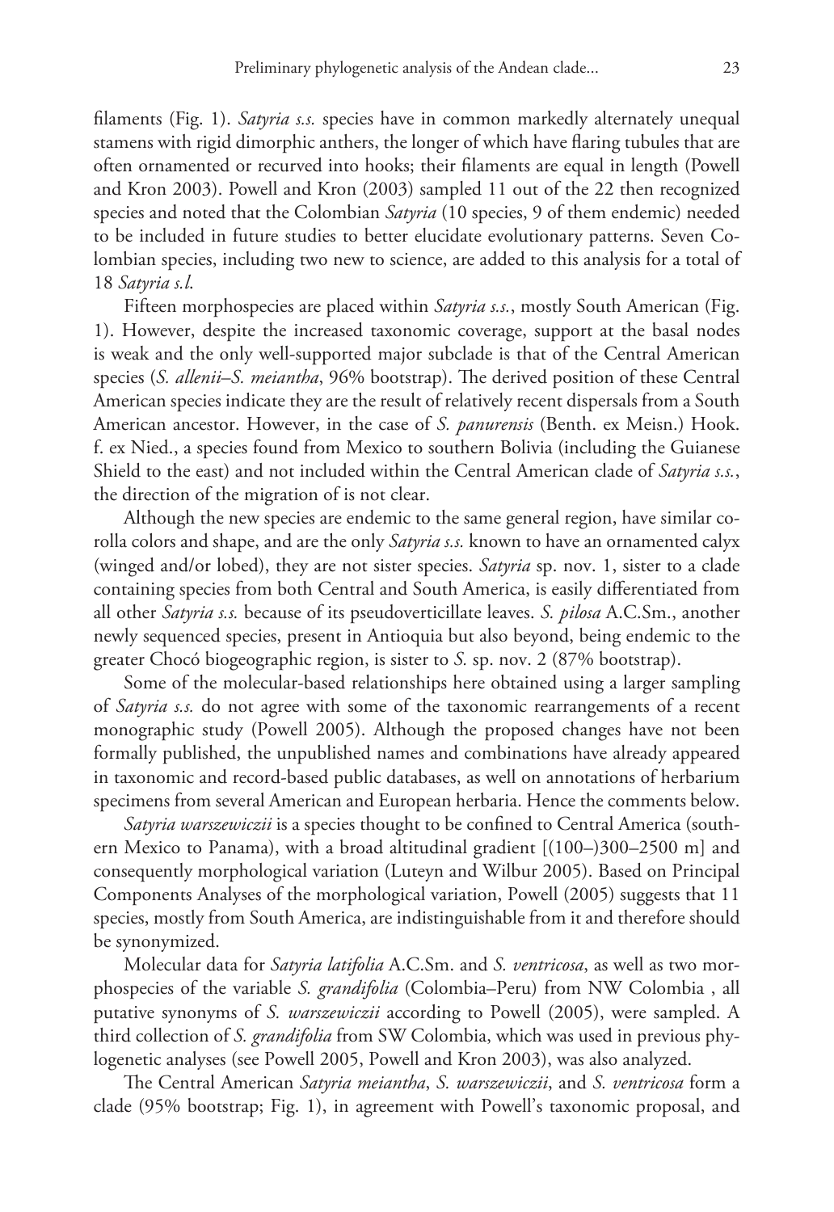filaments (Fig. 1). *Satyria s.s.* species have in common markedly alternately unequal stamens with rigid dimorphic anthers, the longer of which have flaring tubules that are often ornamented or recurved into hooks; their filaments are equal in length (Powell and Kron 2003). Powell and Kron (2003) sampled 11 out of the 22 then recognized species and noted that the Colombian *Satyria* (10 species, 9 of them endemic) needed to be included in future studies to better elucidate evolutionary patterns. Seven Colombian species, including two new to science, are added to this analysis for a total of 18 *Satyria s.l.*

Fifteen morphospecies are placed within *Satyria s.s.*, mostly South American (Fig. 1). However, despite the increased taxonomic coverage, support at the basal nodes is weak and the only well-supported major subclade is that of the Central American species (*S. allenii*–*S. meiantha*, 96% bootstrap). The derived position of these Central American species indicate they are the result of relatively recent dispersals from a South American ancestor. However, in the case of *S. panurensis* (Benth. ex Meisn.) Hook. f. ex Nied., a species found from Mexico to southern Bolivia (including the Guianese Shield to the east) and not included within the Central American clade of *Satyria s.s.*, the direction of the migration of is not clear.

Although the new species are endemic to the same general region, have similar corolla colors and shape, and are the only *Satyria s.s.* known to have an ornamented calyx (winged and/or lobed), they are not sister species. *Satyria* sp. nov. 1, sister to a clade containing species from both Central and South America, is easily differentiated from all other *Satyria s.s.* because of its pseudoverticillate leaves. *S. pilosa* A.C.Sm., another newly sequenced species, present in Antioquia but also beyond, being endemic to the greater Chocó biogeographic region, is sister to *S.* sp. nov. 2 (87% bootstrap).

Some of the molecular-based relationships here obtained using a larger sampling of *Satyria s.s.* do not agree with some of the taxonomic rearrangements of a recent monographic study (Powell 2005). Although the proposed changes have not been formally published, the unpublished names and combinations have already appeared in taxonomic and record-based public databases, as well on annotations of herbarium specimens from several American and European herbaria. Hence the comments below.

*Satyria warszewiczii* is a species thought to be confined to Central America (southern Mexico to Panama), with a broad altitudinal gradient [(100–)300–2500 m] and consequently morphological variation (Luteyn and Wilbur 2005). Based on Principal Components Analyses of the morphological variation, Powell (2005) suggests that 11 species, mostly from South America, are indistinguishable from it and therefore should be synonymized.

Molecular data for *Satyria latifolia* A.C.Sm. and *S. ventricosa*, as well as two morphospecies of the variable *S. grandifolia* (Colombia–Peru) from NW Colombia , all putative synonyms of *S. warszewiczii* according to Powell (2005), were sampled. A third collection of *S. grandifolia* from SW Colombia, which was used in previous phylogenetic analyses (see Powell 2005, Powell and Kron 2003), was also analyzed.

The Central American *Satyria meiantha*, *S. warszewiczii*, and *S. ventricosa* form a clade (95% bootstrap; Fig. 1), in agreement with Powell's taxonomic proposal, and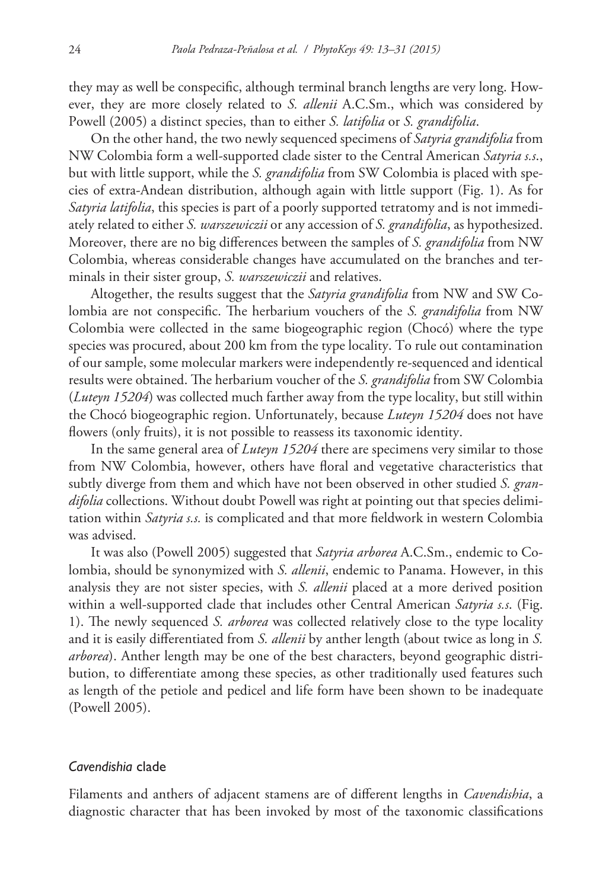they may as well be conspecific, although terminal branch lengths are very long. However, they are more closely related to *S. allenii* A.C.Sm., which was considered by Powell (2005) a distinct species, than to either *S. latifolia* or *S. grandifolia*.

On the other hand, the two newly sequenced specimens of *Satyria grandifolia* from NW Colombia form a well-supported clade sister to the Central American *Satyria s.s.*, but with little support, while the *S. grandifolia* from SW Colombia is placed with species of extra-Andean distribution, although again with little support (Fig. 1). As for *Satyria latifolia*, this species is part of a poorly supported tetratomy and is not immediately related to either *S. warszewiczii* or any accession of *S. grandifolia*, as hypothesized. Moreover, there are no big differences between the samples of *S. grandifolia* from NW Colombia, whereas considerable changes have accumulated on the branches and terminals in their sister group, *S. warszewiczii* and relatives.

Altogether, the results suggest that the *Satyria grandifolia* from NW and SW Colombia are not conspecific. The herbarium vouchers of the *S. grandifolia* from NW Colombia were collected in the same biogeographic region (Chocó) where the type species was procured, about 200 km from the type locality. To rule out contamination of our sample, some molecular markers were independently re-sequenced and identical results were obtained. The herbarium voucher of the *S. grandifolia* from SW Colombia (*Luteyn 15204*) was collected much farther away from the type locality, but still within the Chocó biogeographic region. Unfortunately, because *Luteyn 15204* does not have flowers (only fruits), it is not possible to reassess its taxonomic identity.

In the same general area of *Luteyn 15204* there are specimens very similar to those from NW Colombia, however, others have floral and vegetative characteristics that subtly diverge from them and which have not been observed in other studied *S. grandifolia* collections. Without doubt Powell was right at pointing out that species delimitation within *Satyria s.s.* is complicated and that more fieldwork in western Colombia was advised.

It was also (Powell 2005) suggested that *Satyria arborea* A.C.Sm., endemic to Colombia, should be synonymized with *S. allenii*, endemic to Panama. However, in this analysis they are not sister species, with *S. allenii* placed at a more derived position within a well-supported clade that includes other Central American *Satyria s.s.* (Fig. 1). The newly sequenced *S. arborea* was collected relatively close to the type locality and it is easily differentiated from *S. allenii* by anther length (about twice as long in *S. arborea*). Anther length may be one of the best characters, beyond geographic distribution, to differentiate among these species, as other traditionally used features such as length of the petiole and pedicel and life form have been shown to be inadequate (Powell 2005).

### *Cavendishia* clade

Filaments and anthers of adjacent stamens are of different lengths in *Cavendishia*, a diagnostic character that has been invoked by most of the taxonomic classifications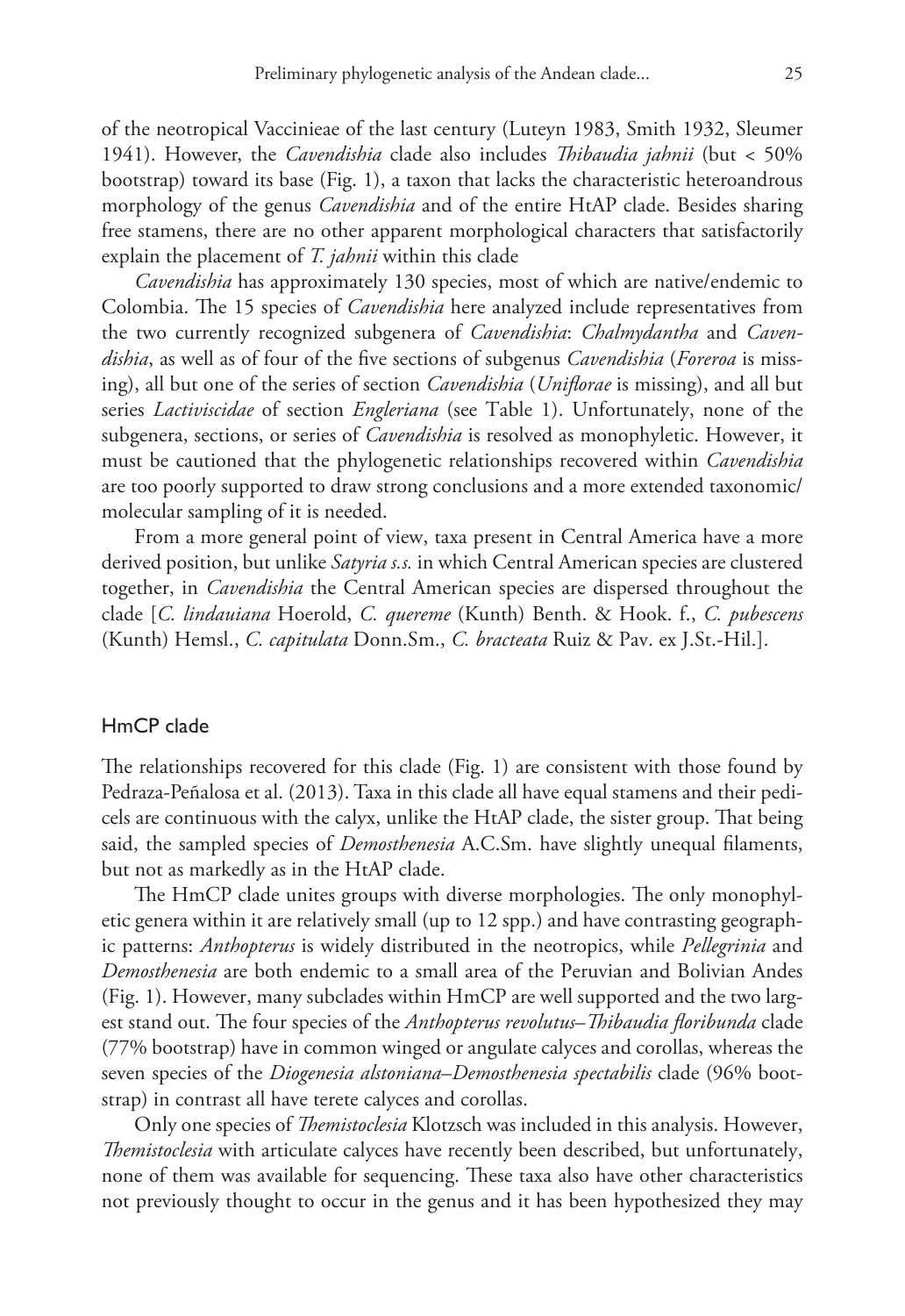of the neotropical Vaccinieae of the last century (Luteyn 1983, Smith 1932, Sleumer 1941). However, the *Cavendishia* clade also includes *Thibaudia jahnii* (but < 50% bootstrap) toward its base (Fig. 1), a taxon that lacks the characteristic heteroandrous morphology of the genus *Cavendishia* and of the entire HtAP clade. Besides sharing free stamens, there are no other apparent morphological characters that satisfactorily explain the placement of *T. jahnii* within this clade

*Cavendishia* has approximately 130 species, most of which are native/endemic to Colombia. The 15 species of *Cavendishia* here analyzed include representatives from the two currently recognized subgenera of *Cavendishia*: *Chalmydantha* and *Cavendishia*, as well as of four of the five sections of subgenus *Cavendishia* (*Foreroa* is missing), all but one of the series of section *Cavendishia* (*Uniflorae* is missing), and all but series *Lactiviscidae* of section *Engleriana* (see Table 1). Unfortunately, none of the subgenera, sections, or series of *Cavendishia* is resolved as monophyletic. However, it must be cautioned that the phylogenetic relationships recovered within *Cavendishia* are too poorly supported to draw strong conclusions and a more extended taxonomic/molecular sampling of it is needed.

From a more general point of view, taxa present in Central America have a more derived position, but unlike *Satyria s.s.* in which Central American species are clustered together, in *Cavendishia* the Central American species are dispersed throughout the clade [*C. lindauiana* Hoerold, *C. quereme* (Kunth) Benth. & Hook. f., *C. pubescens* (Kunth) Hemsl., *C. capitulata* Donn.Sm., *C. bracteata* Ruiz & Pav. ex J.St.-Hil.].

## HmCP clade

The relationships recovered for this clade (Fig. 1) are consistent with those found by Pedraza-Peñalosa et al. (2013). Taxa in this clade all have equal stamens and their pedicels are continuous with the calyx, unlike the HtAP clade, the sister group. That being said, the sampled species of *Demosthenesia* A.C.Sm. have slightly unequal filaments, but not as markedly as in the HtAP clade.

The HmCP clade unites groups with diverse morphologies. The only monophyletic genera within it are relatively small (up to 12 spp.) and have contrasting geographic patterns: *Anthopterus* is widely distributed in the neotropics, while *Pellegrinia* and *Demosthenesia* are both endemic to a small area of the Peruvian and Bolivian Andes (Fig. 1). However, many subclades within HmCP are well supported and the two largest stand out. The four species of the *Anthopterus revolutus*–*Thibaudia floribunda* clade (77% bootstrap) have in common winged or angulate calyces and corollas, whereas the seven species of the *Diogenesia alstoniana*–*Demosthenesia spectabilis* clade (96% bootstrap) in contrast all have terete calyces and corollas.

Only one species of *Themistoclesia* Klotzsch was included in this analysis. However, *Themistoclesia* with articulate calyces have recently been described, but unfortunately, none of them was available for sequencing. These taxa also have other characteristics not previously thought to occur in the genus and it has been hypothesized they may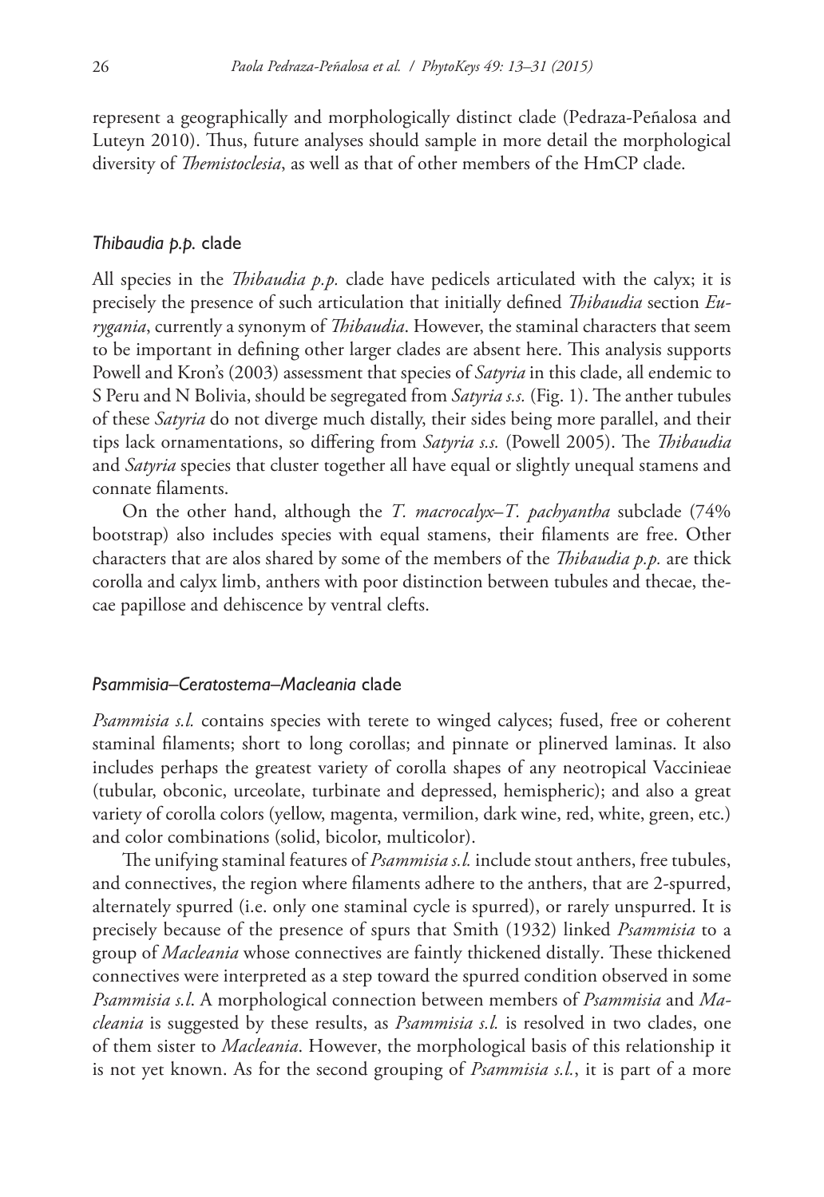represent a geographically and morphologically distinct clade (Pedraza-Peñalosa and Luteyn 2010). Thus, future analyses should sample in more detail the morphological diversity of *Themistoclesia*, as well as that of other members of the HmCP clade.

### *Thibaudia p.p.* clade

All species in the *Thibaudia p.p.* clade have pedicels articulated with the calyx; it is precisely the presence of such articulation that initially defined *Thibaudia* section *Eurygania*, currently a synonym of *Thibaudia*. However, the staminal characters that seem to be important in defining other larger clades are absent here. This analysis supports Powell and Kron's (2003) assessment that species of *Satyria* in this clade, all endemic to S Peru and N Bolivia, should be segregated from *Satyria s.s.* (Fig. 1). The anther tubules of these *Satyria* do not diverge much distally, their sides being more parallel, and their tips lack ornamentations, so differing from *Satyria s.s.* (Powell 2005). The *Thibaudia* and *Satyria* species that cluster together all have equal or slightly unequal stamens and connate filaments.

On the other hand, although the *T. macrocalyx*–*T. pachyantha* subclade (74% bootstrap) also includes species with equal stamens, their filaments are free. Other characters that are alos shared by some of the members of the *Thibaudia p.p.* are thick corolla and calyx limb, anthers with poor distinction between tubules and thecae, thecae papillose and dehiscence by ventral clefts.

### *Psammisia–Ceratostema–Macleania* clade

*Psammisia s.l.* contains species with terete to winged calyces; fused, free or coherent staminal filaments; short to long corollas; and pinnate or plinerved laminas. It also includes perhaps the greatest variety of corolla shapes of any neotropical Vaccinieae (tubular, obconic, urceolate, turbinate and depressed, hemispheric); and also a great variety of corolla colors (yellow, magenta, vermilion, dark wine, red, white, green, etc.) and color combinations (solid, bicolor, multicolor).

The unifying staminal features of *Psammisia s.l.* include stout anthers, free tubules, and connectives, the region where filaments adhere to the anthers, that are 2-spurred, alternately spurred (i.e. only one staminal cycle is spurred), or rarely unspurred. It is precisely because of the presence of spurs that Smith (1932) linked *Psammisia* to a group of *Macleania* whose connectives are faintly thickened distally. These thickened connectives were interpreted as a step toward the spurred condition observed in some *Psammisia s.l*. A morphological connection between members of *Psammisia* and *Macleania* is suggested by these results, as *Psammisia s.l.* is resolved in two clades, one of them sister to *Macleania*. However, the morphological basis of this relationship it is not yet known. As for the second grouping of *Psammisia s.l.*, it is part of a more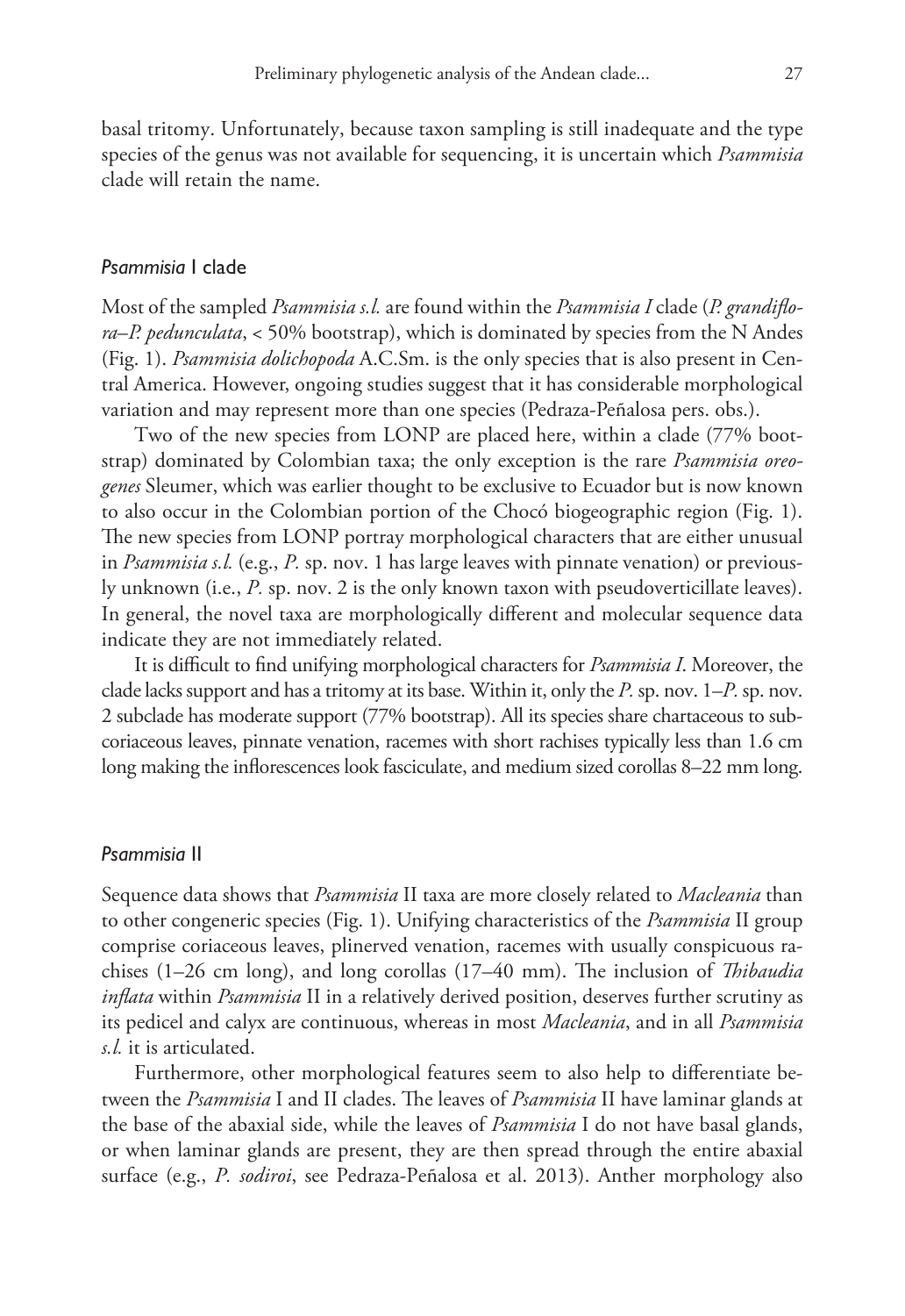basal tritomy. Unfortunately, because taxon sampling is still inadequate and the type species of the genus was not available for sequencing, it is uncertain which *Psammisia* clade will retain the name.

### *Psammisia* I clade

Most of the sampled *Psammisia s.l.* are found within the *Psammisia I* clade (*P. grandiflora*–*P. pedunculata*, < 50% bootstrap), which is dominated by species from the N Andes (Fig. 1). *Psammisia dolichopoda* A.C.Sm. is the only species that is also present in Central America. However, ongoing studies suggest that it has considerable morphological variation and may represent more than one species (Pedraza-Peñalosa pers. obs.).

Two of the new species from LONP are placed here, within a clade (77% bootstrap) dominated by Colombian taxa; the only exception is the rare *Psammisia oreogenes* Sleumer, which was earlier thought to be exclusive to Ecuador but is now known to also occur in the Colombian portion of the Chocó biogeographic region (Fig. 1). The new species from LONP portray morphological characters that are either unusual in *Psammisia s.l.* (e.g., *P.* sp. nov. 1 has large leaves with pinnate venation) or previously unknown (i.e., *P.* sp. nov. 2 is the only known taxon with pseudoverticillate leaves). In general, the novel taxa are morphologically different and molecular sequence data indicate they are not immediately related.

It is difficult to find unifying morphological characters for *Psammisia I*. Moreover, the clade lacks support and has a tritomy at its base. Within it, only the *P.* sp. nov. 1–*P.* sp. nov. 2 subclade has moderate support (77% bootstrap). All its species share chartaceous to subcoriaceous leaves, pinnate venation, racemes with short rachises typically less than 1.6 cm long making the inflorescences look fasciculate, and medium sized corollas 8–22 mm long.

### *Psammisia* II

Sequence data shows that *Psammisia* II taxa are more closely related to *Macleania* than to other congeneric species (Fig. 1). Unifying characteristics of the *Psammisia* II group comprise coriaceous leaves, plinerved venation, racemes with usually conspicuous rachises (1–26 cm long), and long corollas (17–40 mm). The inclusion of *Thibaudia inflata* within *Psammisia* II in a relatively derived position, deserves further scrutiny as its pedicel and calyx are continuous, whereas in most *Macleania*, and in all *Psammisia s.l.* it is articulated.

Furthermore, other morphological features seem to also help to differentiate between the *Psammisia* I and II clades. The leaves of *Psammisia* II have laminar glands at the base of the abaxial side, while the leaves of *Psammisia* I do not have basal glands, or when laminar glands are present, they are then spread through the entire abaxial surface (e.g., *P. sodiroi*, see Pedraza-Peñalosa et al. 2013). Anther morphology also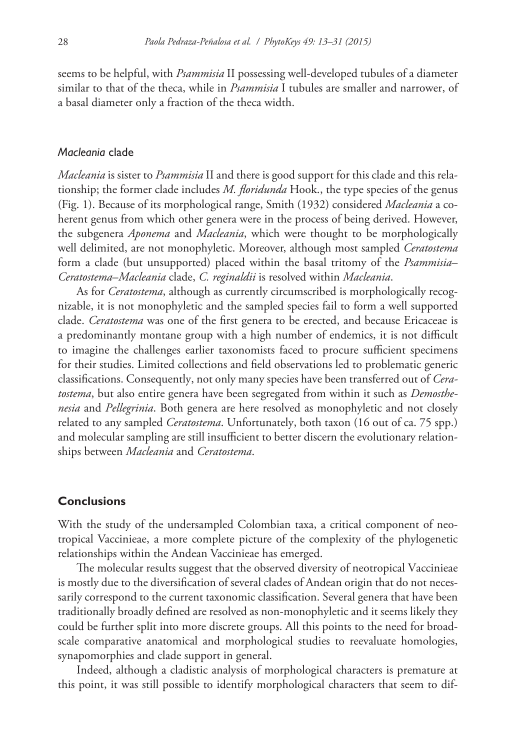seems to be helpful, with *Psammisia* II possessing well-developed tubules of a diameter similar to that of the theca, while in *Psammisia* I tubules are smaller and narrower, of a basal diameter only a fraction of the theca width.

### *Macleania* clade

*Macleania* is sister to *Psammisia* II and there is good support for this clade and this relationship; the former clade includes *M. floridunda* Hook., the type species of the genus (Fig. 1). Because of its morphological range, Smith (1932) considered *Macleania* a coherent genus from which other genera were in the process of being derived. However, the subgenera *Aponema* and *Macleania*, which were thought to be morphologically well delimited, are not monophyletic. Moreover, although most sampled *Ceratostema* form a clade (but unsupported) placed within the basal tritomy of the *Psammisia–Ceratostema–Macleania* clade, *C. reginaldii* is resolved within *Macleania*.

As for *Ceratostema*, although as currently circumscribed is morphologically recognizable, it is not monophyletic and the sampled species fail to form a well supported clade. *Ceratostema* was one of the first genera to be erected, and because Ericaceae is a predominantly montane group with a high number of endemics, it is not difficult to imagine the challenges earlier taxonomists faced to procure sufficient specimens for their studies. Limited collections and field observations led to problematic generic classifications. Consequently, not only many species have been transferred out of *Ceratostema*, but also entire genera have been segregated from within it such as *Demosthenesia* and *Pellegrinia*. Both genera are here resolved as monophyletic and not closely related to any sampled *Ceratostema*. Unfortunately, both taxon (16 out of ca. 75 spp.) and molecular sampling are still insufficient to better discern the evolutionary relationships between *Macleania* and *Ceratostema*.

## Conclusions

With the study of the undersampled Colombian taxa, a critical component of neotropical Vaccinieae, a more complete picture of the complexity of the phylogenetic relationships within the Andean Vaccinieae has emerged.

The molecular results suggest that the observed diversity of neotropical Vaccinieae is mostly due to the diversification of several clades of Andean origin that do not necessarily correspond to the current taxonomic classification. Several genera that have been traditionally broadly defined are resolved as non-monophyletic and it seems likely they could be further split into more discrete groups. All this points to the need for broad-scale comparative anatomical and morphological studies to reevaluate homologies, synapomorphies and clade support in general.

Indeed, although a cladistic analysis of morphological characters is premature at this point, it was still possible to identify morphological characters that seem to dif-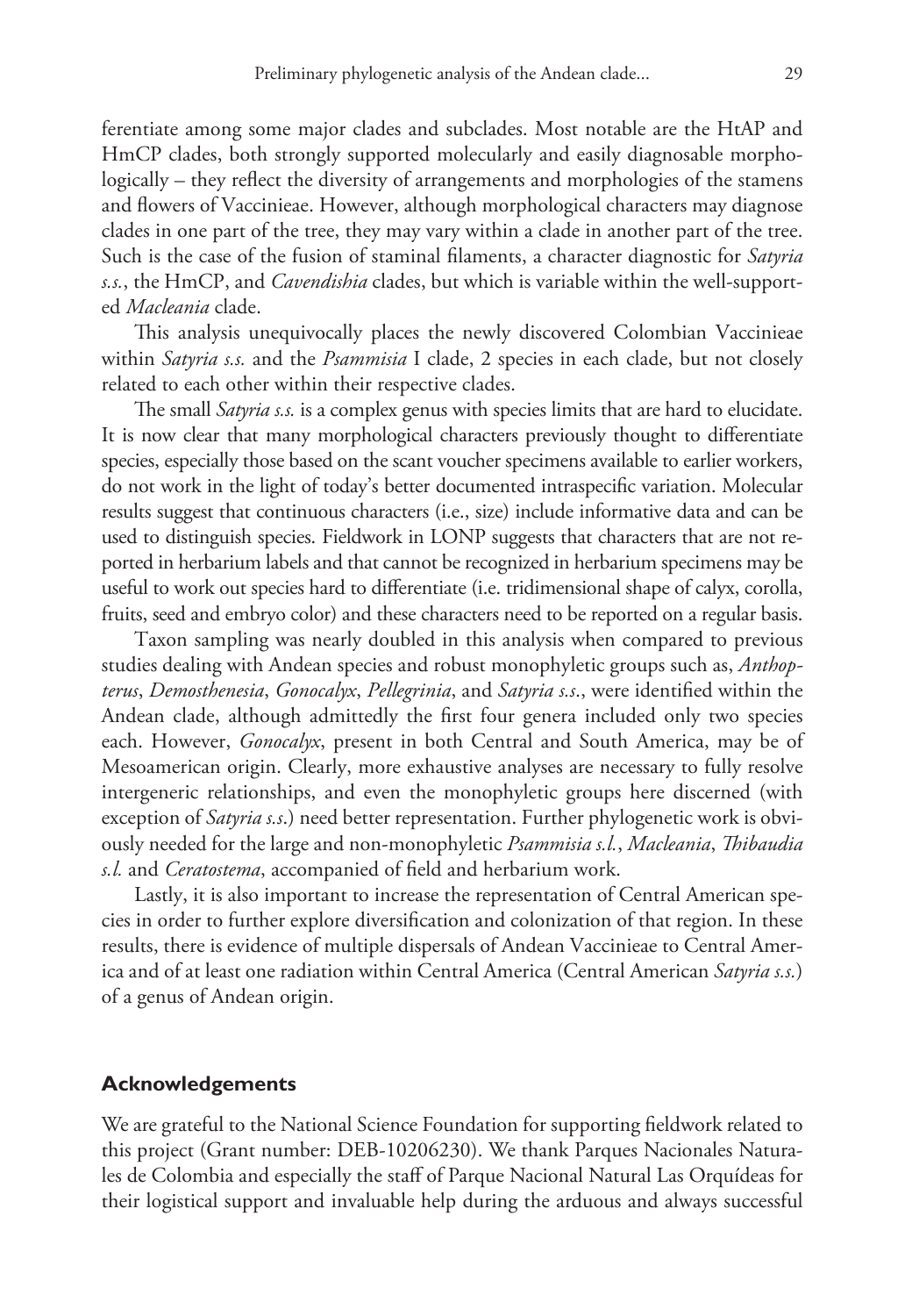ferentiate among some major clades and subclades. Most notable are the HtAP and HmCP clades, both strongly supported molecularly and easily diagnosable morphologically – they reflect the diversity of arrangements and morphologies of the stamens and flowers of Vaccinieae. However, although morphological characters may diagnose clades in one part of the tree, they may vary within a clade in another part of the tree. Such is the case of the fusion of staminal filaments, a character diagnostic for *Satyria s.s.*, the HmCP, and *Cavendishia* clades, but which is variable within the well-supported *Macleania* clade.

This analysis unequivocally places the newly discovered Colombian Vaccinieae within *Satyria s.s.* and the *Psammisia* I clade, 2 species in each clade, but not closely related to each other within their respective clades.

The small *Satyria s.s.* is a complex genus with species limits that are hard to elucidate. It is now clear that many morphological characters previously thought to differentiate species, especially those based on the scant voucher specimens available to earlier workers, do not work in the light of today's better documented intraspecific variation. Molecular results suggest that continuous characters (i.e., size) include informative data and can be used to distinguish species. Fieldwork in LONP suggests that characters that are not reported in herbarium labels and that cannot be recognized in herbarium specimens may be useful to work out species hard to differentiate (i.e. tridimensional shape of calyx, corolla, fruits, seed and embryo color) and these characters need to be reported on a regular basis.

Taxon sampling was nearly doubled in this analysis when compared to previous studies dealing with Andean species and robust monophyletic groups such as, *Anthopterus*, *Demosthenesia*, *Gonocalyx*, *Pellegrinia*, and *Satyria s.s*., were identified within the Andean clade, although admittedly the first four genera included only two species each. However, *Gonocalyx*, present in both Central and South America, may be of Mesoamerican origin. Clearly, more exhaustive analyses are necessary to fully resolve intergeneric relationships, and even the monophyletic groups here discerned (with exception of *Satyria s.s*.) need better representation. Further phylogenetic work is obviously needed for the large and non-monophyletic *Psammisia s.l.*, *Macleania*, *Thibaudia s.l.* and *Ceratostema*, accompanied of field and herbarium work.

Lastly, it is also important to increase the representation of Central American species in order to further explore diversification and colonization of that region. In these results, there is evidence of multiple dispersals of Andean Vaccinieae to Central America and of at least one radiation within Central America (Central American *Satyria s.s.*) of a genus of Andean origin.

## Acknowledgements

We are grateful to the National Science Foundation for supporting fieldwork related to this project (Grant number: DEB-10206230). We thank Parques Nacionales Naturales de Colombia and especially the staff of Parque Nacional Natural Las Orquídeas for their logistical support and invaluable help during the arduous and always successful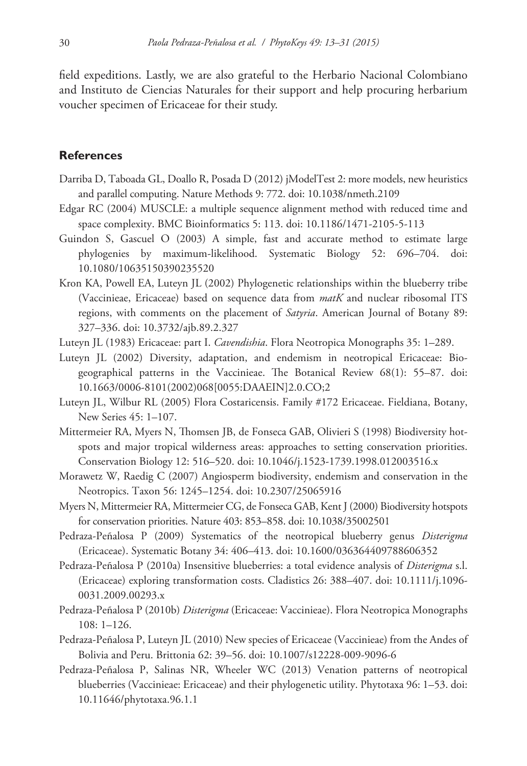field expeditions. Lastly, we are also grateful to the Herbario Nacional Colombiano and Instituto de Ciencias Naturales for their support and help procuring herbarium voucher specimen of Ericaceae for their study.

## References

Darriba D, Taboada GL, Doallo R, Posada D (2012) jModelTest 2: more models, new heuristics and parallel computing. Nature Methods 9: 772. doi: 10.1038/nmeth.2109

Edgar RC (2004) MUSCLE: a multiple sequence alignment method with reduced time and space complexity. BMC Bioinformatics 5: 113. doi: 10.1186/1471-2105-5-113

Guindon S, Gascuel O (2003) A simple, fast and accurate method to estimate large phylogenies by maximum-likelihood. Systematic Biology 52: 696–704. doi: 10.1080/10635150390235520

Kron KA, Powell EA, Luteyn JL (2002) Phylogenetic relationships within the blueberry tribe (Vaccinieae, Ericaceae) based on sequence data from *matK* and nuclear ribosomal ITS regions, with comments on the placement of *Satyria*. American Journal of Botany 89: 327–336. doi: 10.3732/ajb.89.2.327

Luteyn JL (1983) Ericaceae: part I. *Cavendishia*. Flora Neotropica Monographs 35: 1–289.

Luteyn JL (2002) Diversity, adaptation, and endemism in neotropical Ericaceae: Biogeographical patterns in the Vaccinieae. The Botanical Review 68(1): 55–87. doi: 10.1663/0006-8101(2002)068[0055:DAAEIN]2.0.CO;2

Luteyn JL, Wilbur RL (2005) Flora Costaricensis. Family #172 Ericaceae. Fieldiana, Botany, New Series 45: 1–107.

Mittermeier RA, Myers N, Thomsen JB, de Fonseca GAB, Olivieri S (1998) Biodiversity hotspots and major tropical wilderness areas: approaches to setting conservation priorities. Conservation Biology 12: 516–520. doi: 10.1046/j.1523-1739.1998.012003516.x

Morawetz W, Raedig C (2007) Angiosperm biodiversity, endemism and conservation in the Neotropics. Taxon 56: 1245–1254. doi: 10.2307/25065916

Myers N, Mittermeier RA, Mittermeier CG, de Fonseca GAB, Kent J (2000) Biodiversity hotspots for conservation priorities. Nature 403: 853–858. doi: 10.1038/35002501

Pedraza-Peñalosa P (2009) Systematics of the neotropical blueberry genus *Disterigma* (Ericaceae). Systematic Botany 34: 406–413. doi: 10.1600/036364409788606352

Pedraza-Peñalosa P (2010a) Insensitive blueberries: a total evidence analysis of *Disterigma* s.l. (Ericaceae) exploring transformation costs. Cladistics 26: 388–407. doi: 10.1111/j.1096-0031.2009.00293.x

Pedraza-Peñalosa P (2010b) *Disterigma* (Ericaceae: Vaccinieae). Flora Neotropica Monographs 108: 1–126.

Pedraza-Peñalosa P, Luteyn JL (2010) New species of Ericaceae (Vaccinieae) from the Andes of Bolivia and Peru. Brittonia 62: 39–56. doi: 10.1007/s12228-009-9096-6

Pedraza-Peñalosa P, Salinas NR, Wheeler WC (2013) Venation patterns of neotropical blueberries (Vaccinieae: Ericaceae) and their phylogenetic utility. Phytotaxa 96: 1–53. doi: 10.11646/phytotaxa.96.1.1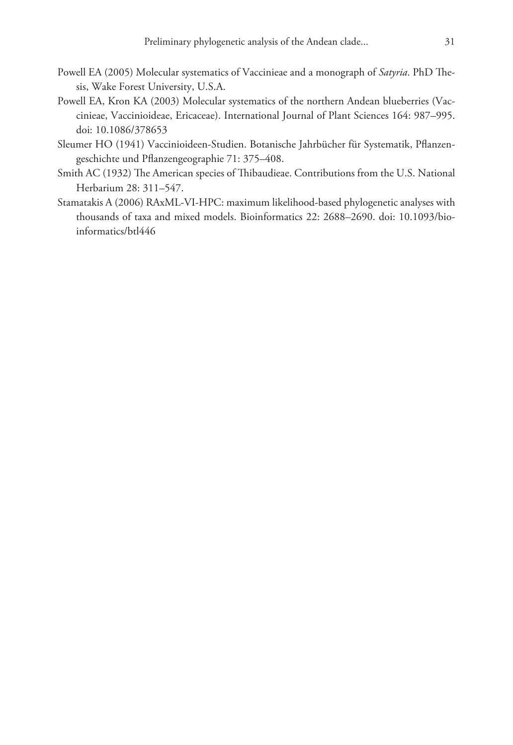Powell EA (2005) Molecular systematics of Vaccinieae and a monograph of *Satyria*. PhD Thesis, Wake Forest University, U.S.A.

Powell EA, Kron KA (2003) Molecular systematics of the northern Andean blueberries (Vaccinieae, Vaccinioideae, Ericaceae). International Journal of Plant Sciences 164: 987–995. doi: 10.1086/378653

Sleumer HO (1941) Vaccinioideen-Studien. Botanische Jahrbücher für Systematik, Pflanzengeschichte und Pflanzengeographie 71: 375–408.

Smith AC (1932) The American species of Thibaudieae. Contributions from the U.S. National Herbarium 28: 311–547.

Stamatakis A (2006) RAxML-VI-HPC: maximum likelihood-based phylogenetic analyses with thousands of taxa and mixed models. Bioinformatics 22: 2688–2690. doi: 10.1093/bioinformatics/btl446